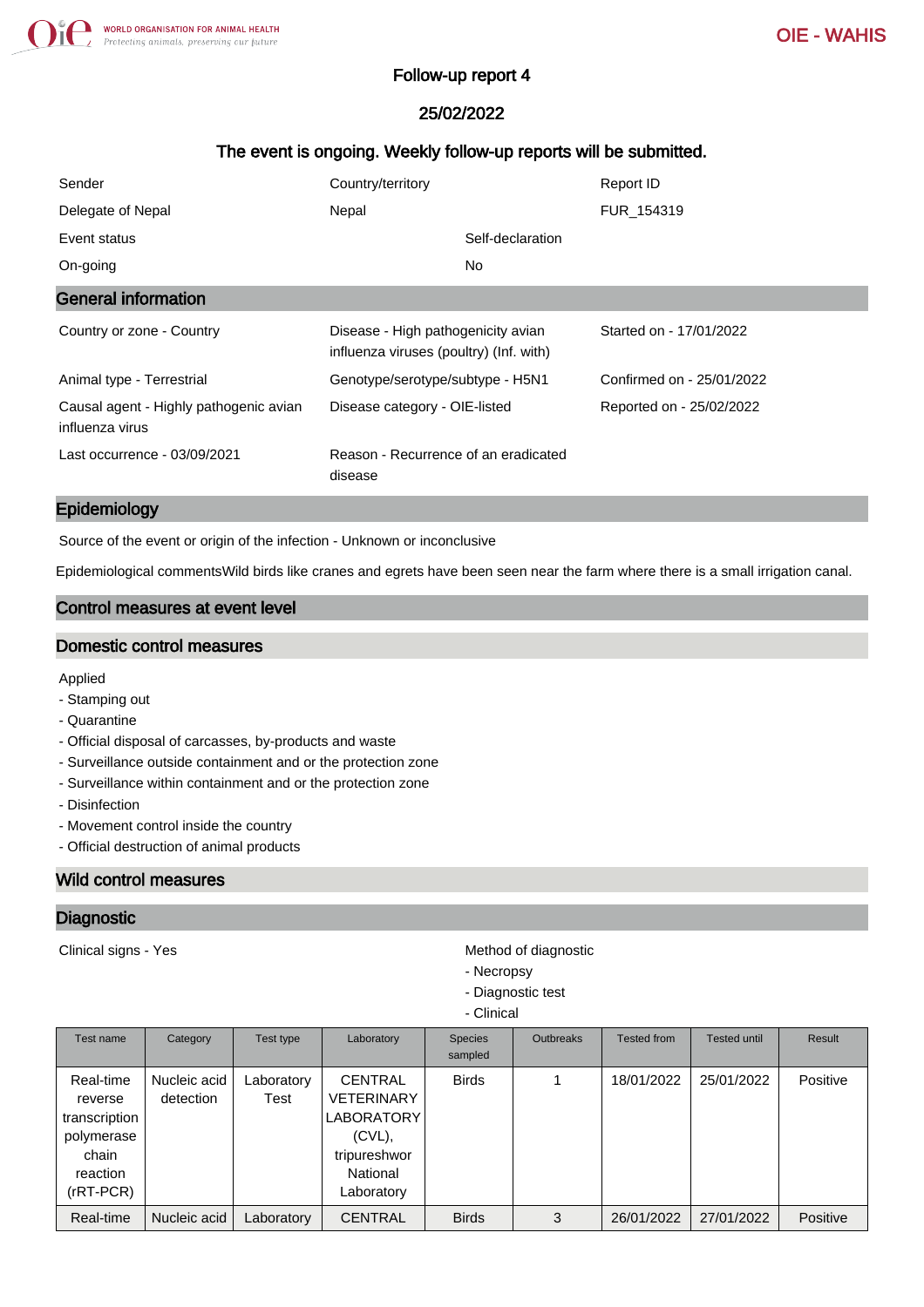# Follow-up report 4

## 25/02/2022

### The event is ongoing. Weekly follow-up reports will be submitted.

| Sender | Country/territory | Report ID |
|---|---|---|
| Delegate of Nepal | Nepal | FUR_154319 |

| Event status | Self-declaration |
|---|---|
| On-going | No |

## General information

| | | |
|---|---|---|
| Country or zone - Country | Disease - High pathogenicity avian influenza viruses (poultry) (Inf. with) | Started on - 17/01/2022 |
| Animal type - Terrestrial | Genotype/serotype/subtype - H5N1 | Confirmed on - 25/01/2022 |
| Causal agent - Highly pathogenic avian influenza virus | Disease category - OIE-listed | Reported on - 25/02/2022 |
| Last occurrence - 03/09/2021 | Reason - Recurrence of an eradicated disease | |

## Epidemiology

Source of the event or origin of the infection - Unknown or inconclusive

Epidemiological commentsWild birds like cranes and egrets have been seen near the farm where there is a small irrigation canal.

## Control measures at event level

### Domestic control measures

Applied
- Stamping out
- Quarantine
- Official disposal of carcasses, by-products and waste
- Surveillance outside containment and or the protection zone
- Surveillance within containment and or the protection zone
- Disinfection
- Movement control inside the country
- Official destruction of animal products

### Wild control measures

## Diagnostic

Clinical signs - Yes

Method of diagnostic
- Necropsy
- Diagnostic test
- Clinical

| Test name | Category | Test type | Laboratory | Species sampled | Outbreaks | Tested from | Tested until | Result |
|---|---|---|---|---|---|---|---|---|
| Real-time reverse transcription polymerase chain reaction (rRT-PCR) | Nucleic acid detection | Laboratory Test | CENTRAL VETERINARY LABORATORY (CVL), tripureshwor National Laboratory | Birds | 1 | 18/01/2022 | 25/01/2022 | Positive |
| Real-time | Nucleic acid | Laboratory | CENTRAL | Birds | 3 | 26/01/2022 | 27/01/2022 | Positive |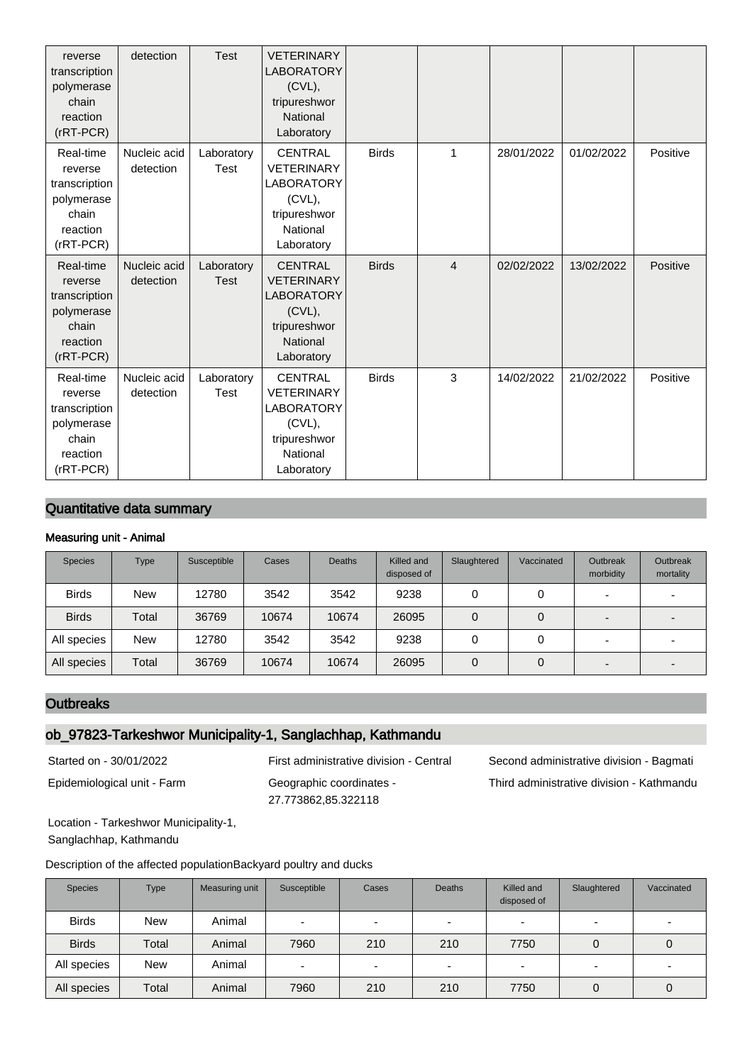| | | | | | | | | |
|---|---|---|---|---|---|---|---|---|
| reverse transcription polymerase chain reaction (rRT-PCR) | detection | Test | VETERINARY LABORATORY (CVL), tripureshwor National Laboratory | | | | | |
| Real-time reverse transcription polymerase chain reaction (rRT-PCR) | Nucleic acid detection | Laboratory Test | CENTRAL VETERINARY LABORATORY (CVL), tripureshwor National Laboratory | Birds | 1 | 28/01/2022 | 01/02/2022 | Positive |
| Real-time reverse transcription polymerase chain reaction (rRT-PCR) | Nucleic acid detection | Laboratory Test | CENTRAL VETERINARY LABORATORY (CVL), tripureshwor National Laboratory | Birds | 4 | 02/02/2022 | 13/02/2022 | Positive |
| Real-time reverse transcription polymerase chain reaction (rRT-PCR) | Nucleic acid detection | Laboratory Test | CENTRAL VETERINARY LABORATORY (CVL), tripureshwor National Laboratory | Birds | 3 | 14/02/2022 | 21/02/2022 | Positive |

## Quantitative data summary

### Measuring unit - Animal

| Species | Type | Susceptible | Cases | Deaths | Killed and disposed of | Slaughtered | Vaccinated | Outbreak morbidity | Outbreak mortality |
|---|---|---|---|---|---|---|---|---|---|
| Birds | New | 12780 | 3542 | 3542 | 9238 | 0 | 0 | - | - |
| Birds | Total | 36769 | 10674 | 10674 | 26095 | 0 | 0 | - | - |
| All species | New | 12780 | 3542 | 3542 | 9238 | 0 | 0 | - | - |
| All species | Total | 36769 | 10674 | 10674 | 26095 | 0 | 0 | - | - |

## Outbreaks

## ob_97823-Tarkeshwor Municipality-1, Sanglachhap, Kathmandu

Started on - 30/01/2022

First administrative division - Central

Second administrative division - Bagmati

Epidemiological unit - Farm

Geographic coordinates - 27.773862,85.322118

Third administrative division - Kathmandu

Location - Tarkeshwor Municipality-1, Sanglachhap, Kathmandu

Description of the affected populationBackyard poultry and ducks

| Species | Type | Measuring unit | Susceptible | Cases | Deaths | Killed and disposed of | Slaughtered | Vaccinated |
|---|---|---|---|---|---|---|---|---|
| Birds | New | Animal | - | - | - | - | - | - |
| Birds | Total | Animal | 7960 | 210 | 210 | 7750 | 0 | 0 |
| All species | New | Animal | - | - | - | - | - | - |
| All species | Total | Animal | 7960 | 210 | 210 | 7750 | 0 | 0 |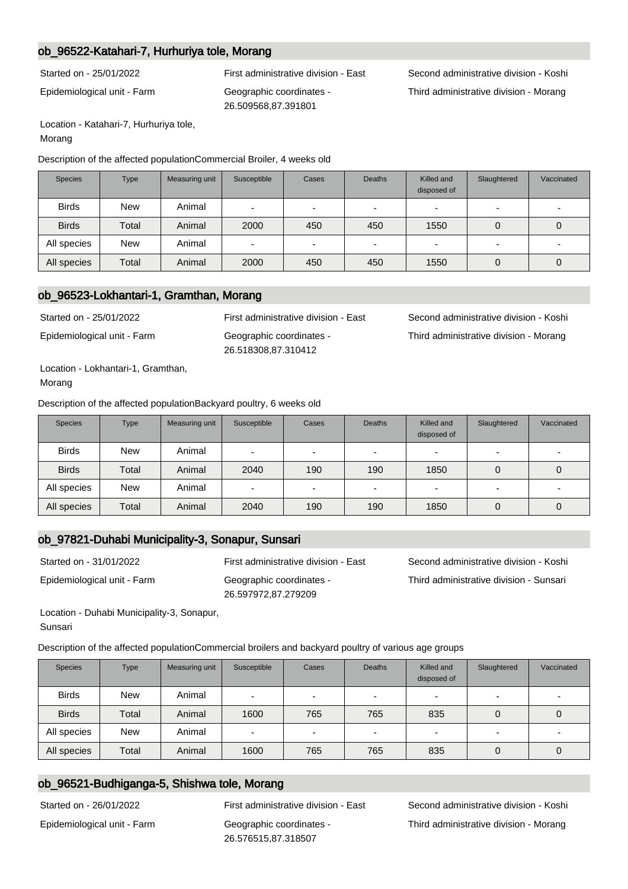## ob_96522-Katahari-7, Hurhuriya tole, Morang

Started on - 25/01/2022

First administrative division - East

Second administrative division - Koshi

Epidemiological unit - Farm

Geographic coordinates - 26.509568,87.391801

Third administrative division - Morang

Location - Katahari-7, Hurhuriya tole, Morang

Description of the affected populationCommercial Broiler, 4 weeks old

| Species | Type | Measuring unit | Susceptible | Cases | Deaths | Killed and disposed of | Slaughtered | Vaccinated |
|---|---|---|---|---|---|---|---|---|
| Birds | New | Animal | - | - | - | - | - | - |
| Birds | Total | Animal | 2000 | 450 | 450 | 1550 | 0 | 0 |
| All species | New | Animal | - | - | - | - | - | - |
| All species | Total | Animal | 2000 | 450 | 450 | 1550 | 0 | 0 |

## ob_96523-Lokhantari-1, Gramthan, Morang

Started on - 25/01/2022

First administrative division - East

Second administrative division - Koshi

Epidemiological unit - Farm

Geographic coordinates - 26.518308,87.310412

Third administrative division - Morang

Location - Lokhantari-1, Gramthan, Morang

Description of the affected populationBackyard poultry, 6 weeks old

| Species | Type | Measuring unit | Susceptible | Cases | Deaths | Killed and disposed of | Slaughtered | Vaccinated |
|---|---|---|---|---|---|---|---|---|
| Birds | New | Animal | - | - | - | - | - | - |
| Birds | Total | Animal | 2040 | 190 | 190 | 1850 | 0 | 0 |
| All species | New | Animal | - | - | - | - | - | - |
| All species | Total | Animal | 2040 | 190 | 190 | 1850 | 0 | 0 |

## ob_97821-Duhabi Municipality-3, Sonapur, Sunsari

Started on - 31/01/2022

First administrative division - East

Second administrative division - Koshi

Epidemiological unit - Farm

Geographic coordinates - 26.597972,87.279209

Third administrative division - Sunsari

Location - Duhabi Municipality-3, Sonapur, Sunsari

Description of the affected populationCommercial broilers and backyard poultry of various age groups

| Species | Type | Measuring unit | Susceptible | Cases | Deaths | Killed and disposed of | Slaughtered | Vaccinated |
|---|---|---|---|---|---|---|---|---|
| Birds | New | Animal | - | - | - | - | - | - |
| Birds | Total | Animal | 1600 | 765 | 765 | 835 | 0 | 0 |
| All species | New | Animal | - | - | - | - | - | - |
| All species | Total | Animal | 1600 | 765 | 765 | 835 | 0 | 0 |

## ob_96521-Budhiganga-5, Shishwa tole, Morang

Started on - 26/01/2022

First administrative division - East

Second administrative division - Koshi

Epidemiological unit - Farm

Geographic coordinates - 26.576515,87.318507

Third administrative division - Morang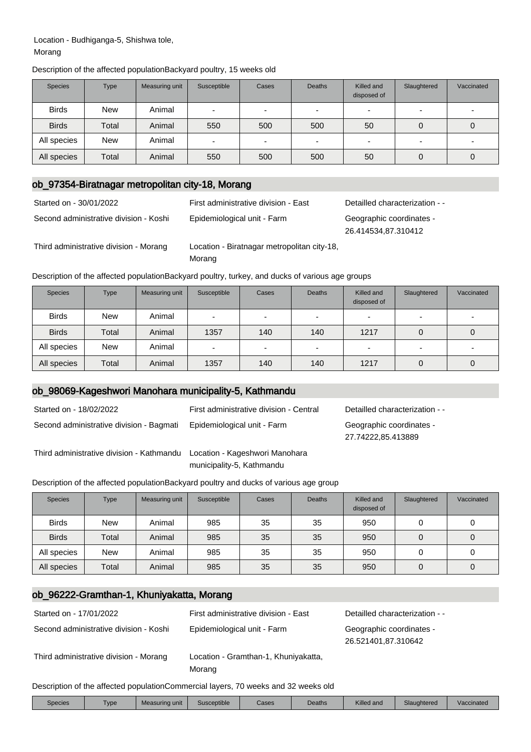Location - Budhiganga-5, Shishwa tole, Morang

Description of the affected populationBackyard poultry, 15 weeks old

| Species | Type | Measuring unit | Susceptible | Cases | Deaths | Killed and disposed of | Slaughtered | Vaccinated |
|---|---|---|---|---|---|---|---|---|
| Birds | New | Animal | - | - | - | - | - | - |
| Birds | Total | Animal | 550 | 500 | 500 | 50 | 0 | 0 |
| All species | New | Animal | - | - | - | - | - | - |
| All species | Total | Animal | 550 | 500 | 500 | 50 | 0 | 0 |

## ob_97354-Biratnagar metropolitan city-18, Morang

Started on - 30/01/2022

First administrative division - East

Detailled characterization - -

Second administrative division - Koshi

Epidemiological unit - Farm

Geographic coordinates - 26.414534,87.310412

Third administrative division - Morang

Location - Biratnagar metropolitan city-18, Morang

Description of the affected populationBackyard poultry, turkey, and ducks of various age groups

| Species | Type | Measuring unit | Susceptible | Cases | Deaths | Killed and disposed of | Slaughtered | Vaccinated |
|---|---|---|---|---|---|---|---|---|
| Birds | New | Animal | - | - | - | - | - | - |
| Birds | Total | Animal | 1357 | 140 | 140 | 1217 | 0 | 0 |
| All species | New | Animal | - | - | - | - | - | - |
| All species | Total | Animal | 1357 | 140 | 140 | 1217 | 0 | 0 |

## ob_98069-Kageshwori Manohara municipality-5, Kathmandu

Started on - 18/02/2022

First administrative division - Central

Detailled characterization - -

Second administrative division - Bagmati

Epidemiological unit - Farm

Geographic coordinates - 27.74222,85.413889

Third administrative division - Kathmandu

Location - Kageshwori Manohara municipality-5, Kathmandu

Description of the affected populationBackyard poultry and ducks of various age group

| Species | Type | Measuring unit | Susceptible | Cases | Deaths | Killed and disposed of | Slaughtered | Vaccinated |
|---|---|---|---|---|---|---|---|---|
| Birds | New | Animal | 985 | 35 | 35 | 950 | 0 | 0 |
| Birds | Total | Animal | 985 | 35 | 35 | 950 | 0 | 0 |
| All species | New | Animal | 985 | 35 | 35 | 950 | 0 | 0 |
| All species | Total | Animal | 985 | 35 | 35 | 950 | 0 | 0 |

## ob_96222-Gramthan-1, Khuniyakatta, Morang

Started on - 17/01/2022

First administrative division - East

Detailled characterization - -

Second administrative division - Koshi

Epidemiological unit - Farm

Geographic coordinates - 26.521401,87.310642

Third administrative division - Morang

Location - Gramthan-1, Khuniyakatta, Morang

Description of the affected populationCommercial layers, 70 weeks and 32 weeks old

| Species | Type | Measuring unit | Susceptible | Cases | Deaths | Killed and | Slaughtered | Vaccinated |
|---|---|---|---|---|---|---|---|---|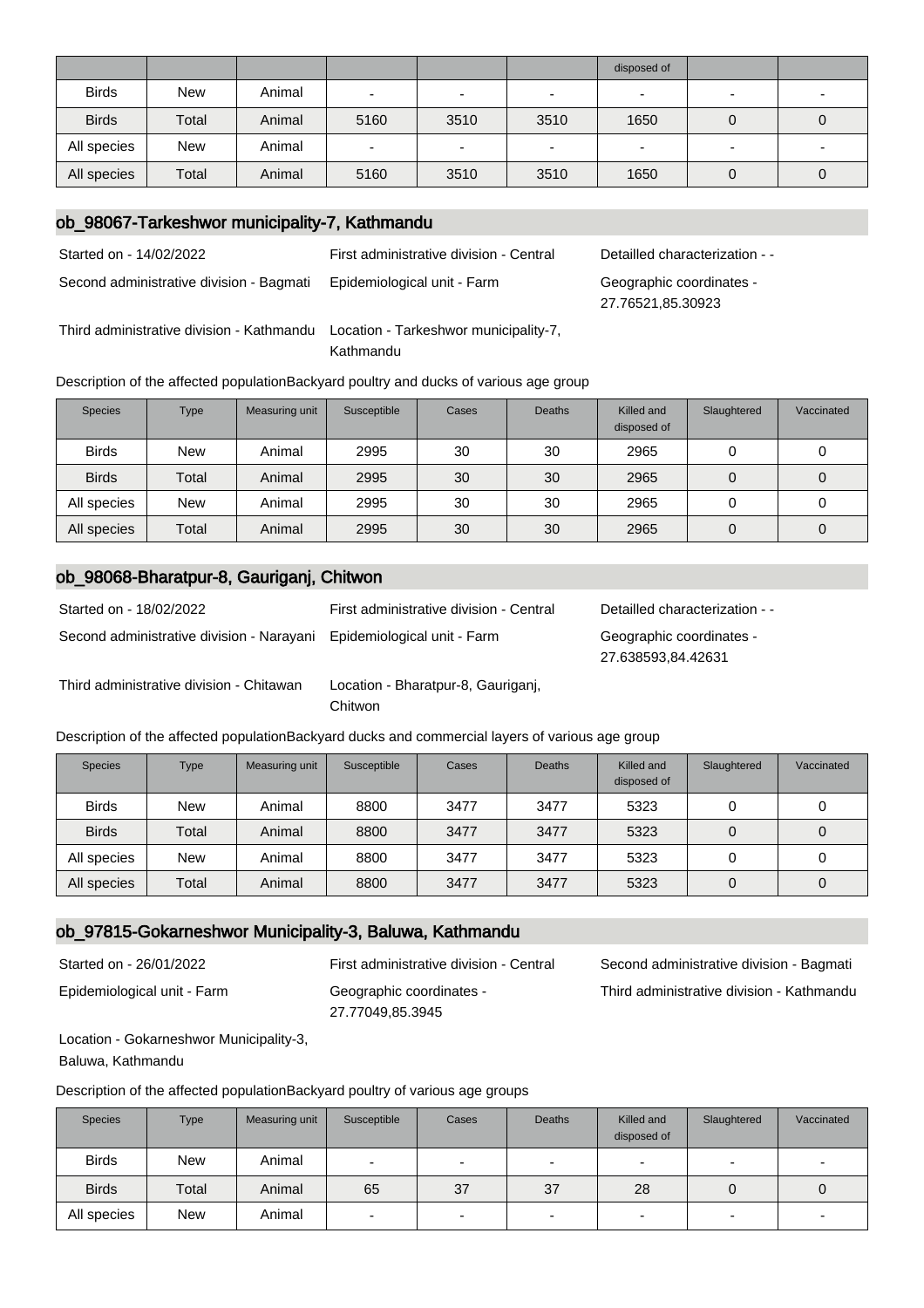| | | | | | | disposed of | | |
|---|---|---|---|---|---|---|---|---|
| Birds | New | Animal | - | - | - | - | - | - |
| Birds | Total | Animal | 5160 | 3510 | 3510 | 1650 | 0 | 0 |
| All species | New | Animal | - | - | - | - | - | - |
| All species | Total | Animal | 5160 | 3510 | 3510 | 1650 | 0 | 0 |

## ob_98067-Tarkeshwor municipality-7, Kathmandu

Started on - 14/02/2022

First administrative division - Central

Detailled characterization - -

Second administrative division - Bagmati

Epidemiological unit - Farm

Geographic coordinates - 27.76521,85.30923

Third administrative division - Kathmandu

Location - Tarkeshwor municipality-7, Kathmandu

Description of the affected populationBackyard poultry and ducks of various age group

| Species | Type | Measuring unit | Susceptible | Cases | Deaths | Killed and disposed of | Slaughtered | Vaccinated |
|---|---|---|---|---|---|---|---|---|
| Birds | New | Animal | 2995 | 30 | 30 | 2965 | 0 | 0 |
| Birds | Total | Animal | 2995 | 30 | 30 | 2965 | 0 | 0 |
| All species | New | Animal | 2995 | 30 | 30 | 2965 | 0 | 0 |
| All species | Total | Animal | 2995 | 30 | 30 | 2965 | 0 | 0 |

## ob_98068-Bharatpur-8, Gauriganj, Chitwon

Started on - 18/02/2022

First administrative division - Central

Detailled characterization - -

Second administrative division - Narayani

Epidemiological unit - Farm

Geographic coordinates - 27.638593,84.42631

Third administrative division - Chitawan

Location - Bharatpur-8, Gauriganj, Chitwon

Description of the affected populationBackyard ducks and commercial layers of various age group

| Species | Type | Measuring unit | Susceptible | Cases | Deaths | Killed and disposed of | Slaughtered | Vaccinated |
|---|---|---|---|---|---|---|---|---|
| Birds | New | Animal | 8800 | 3477 | 3477 | 5323 | 0 | 0 |
| Birds | Total | Animal | 8800 | 3477 | 3477 | 5323 | 0 | 0 |
| All species | New | Animal | 8800 | 3477 | 3477 | 5323 | 0 | 0 |
| All species | Total | Animal | 8800 | 3477 | 3477 | 5323 | 0 | 0 |

## ob_97815-Gokarneshwor Municipality-3, Baluwa, Kathmandu

Started on - 26/01/2022

First administrative division - Central

Second administrative division - Bagmati

Epidemiological unit - Farm

Geographic coordinates - 27.77049,85.3945

Third administrative division - Kathmandu

Location - Gokarneshwor Municipality-3, Baluwa, Kathmandu

Description of the affected populationBackyard poultry of various age groups

| Species | Type | Measuring unit | Susceptible | Cases | Deaths | Killed and disposed of | Slaughtered | Vaccinated |
|---|---|---|---|---|---|---|---|---|
| Birds | New | Animal | - | - | - | - | - | - |
| Birds | Total | Animal | 65 | 37 | 37 | 28 | 0 | 0 |
| All species | New | Animal | - | - | - | - | - | - |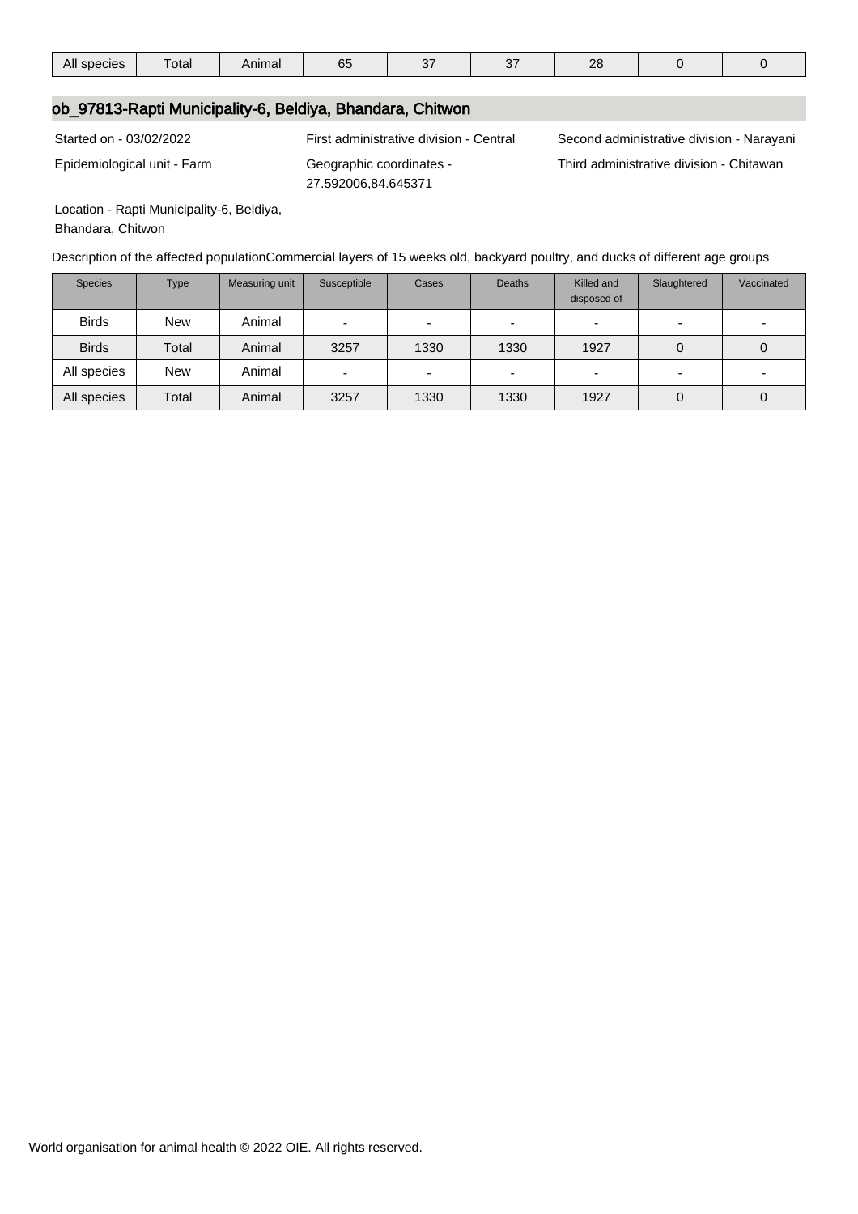| All species | Total | Animal | 65 | 37 | 37 | 28 | 0 | 0 |
|---|---|---|---|---|---|---|---|---|

## ob_97813-Rapti Municipality-6, Beldiya, Bhandara, Chitwon

Started on - 03/02/2022

First administrative division - Central

Second administrative division - Narayani

Epidemiological unit - Farm

Geographic coordinates - 27.592006,84.645371

Third administrative division - Chitawan

Location - Rapti Municipality-6, Beldiya, Bhandara, Chitwon

Description of the affected populationCommercial layers of 15 weeks old, backyard poultry, and ducks of different age groups

| Species | Type | Measuring unit | Susceptible | Cases | Deaths | Killed and disposed of | Slaughtered | Vaccinated |
|---|---|---|---|---|---|---|---|---|
| Birds | New | Animal | - | - | - | - | - | - |
| Birds | Total | Animal | 3257 | 1330 | 1330 | 1927 | 0 | 0 |
| All species | New | Animal | - | - | - | - | - | - |
| All species | Total | Animal | 3257 | 1330 | 1330 | 1927 | 0 | 0 |

World organisation for animal health © 2022 OIE. All rights reserved.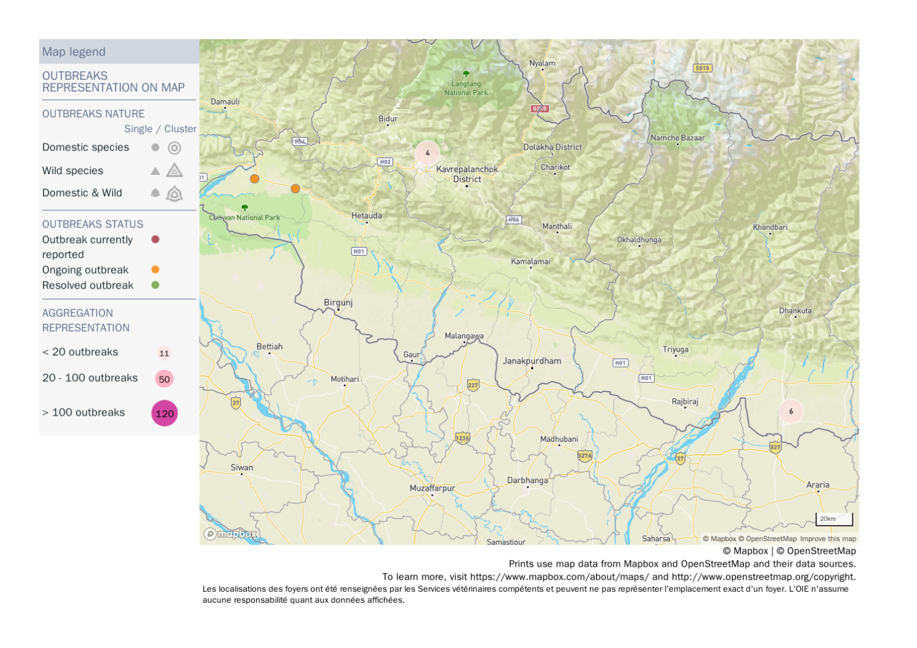Map legend

OUTBREAKS REPRESENTATION ON MAP

OUTBREAKS NATURE

Single / Cluster

Domestic species

Wild species

Domestic & Wild

OUTBREAKS STATUS

Outbreak currently reported

Ongoing outbreak

Resolved outbreak

AGGREGATION REPRESENTATION

< 20 outbreaks 11

20 - 100 outbreaks 50

> 100 outbreaks 120

© Mapbox | © OpenStreetMap

Prints use map data from Mapbox and OpenStreetMap and their data sources.

To learn more, visit https://www.mapbox.com/about/maps/ and http://www.openstreetmap.org/copyright.

Les localisations des foyers ont été renseignées par les Services vétérinaires compétents et peuvent ne pas représenter l'emplacement exact d'un foyer. L'OIE n'assume aucune responsabilité quant aux données affichées.